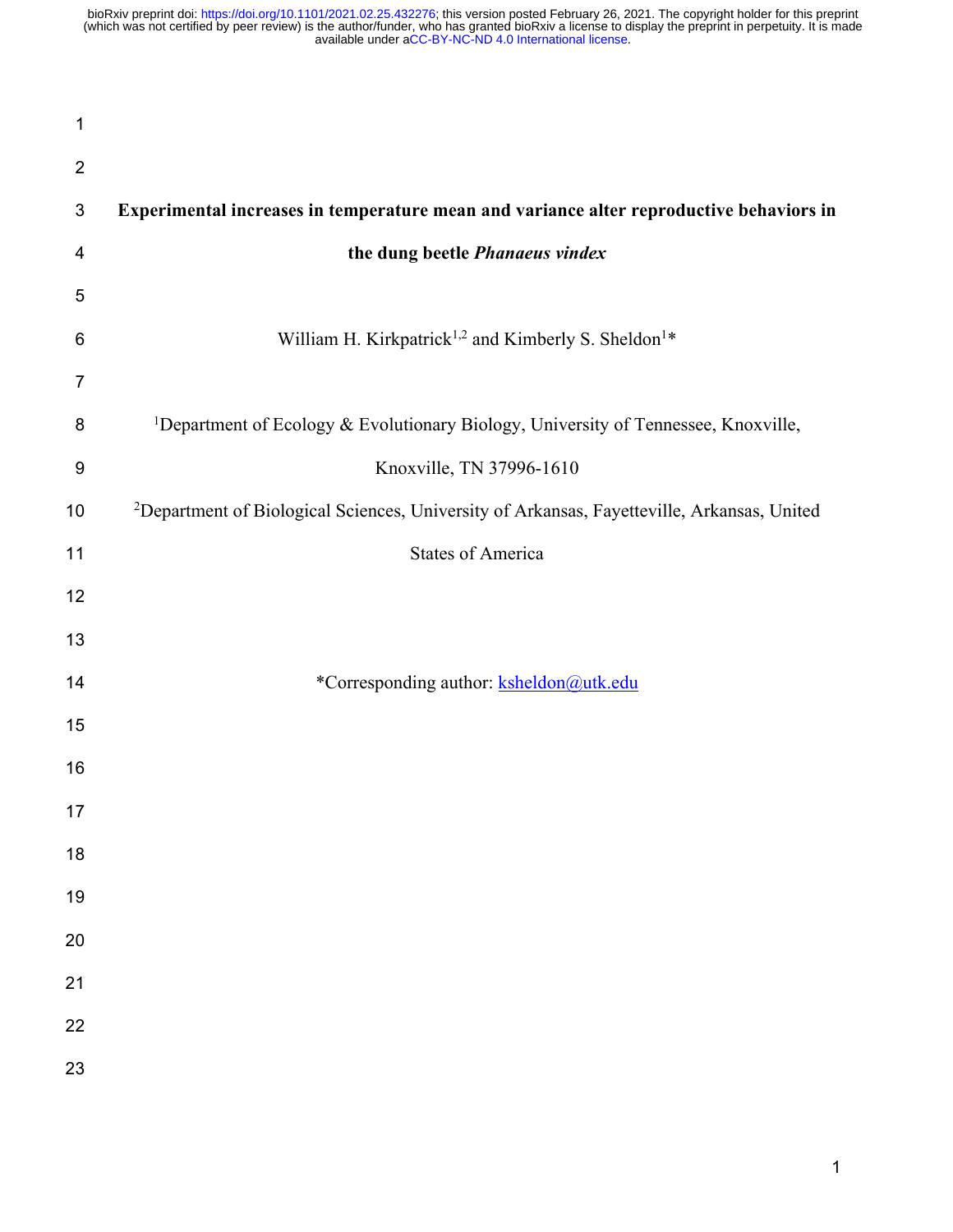# Experimental increases in temperature mean and variance alter reproductive behaviors in the dung beetle *Phanaeus vindex*

William H. Kirkpatrick[1,2] and Kimberly S. Sheldon[1]*

[1]Department of Ecology & Evolutionary Biology, University of Tennessee, Knoxville, Knoxville, TN 37996-1610

[2]Department of Biological Sciences, University of Arkansas, Fayetteville, Arkansas, United States of America

*Corresponding author: ksheldon@utk.edu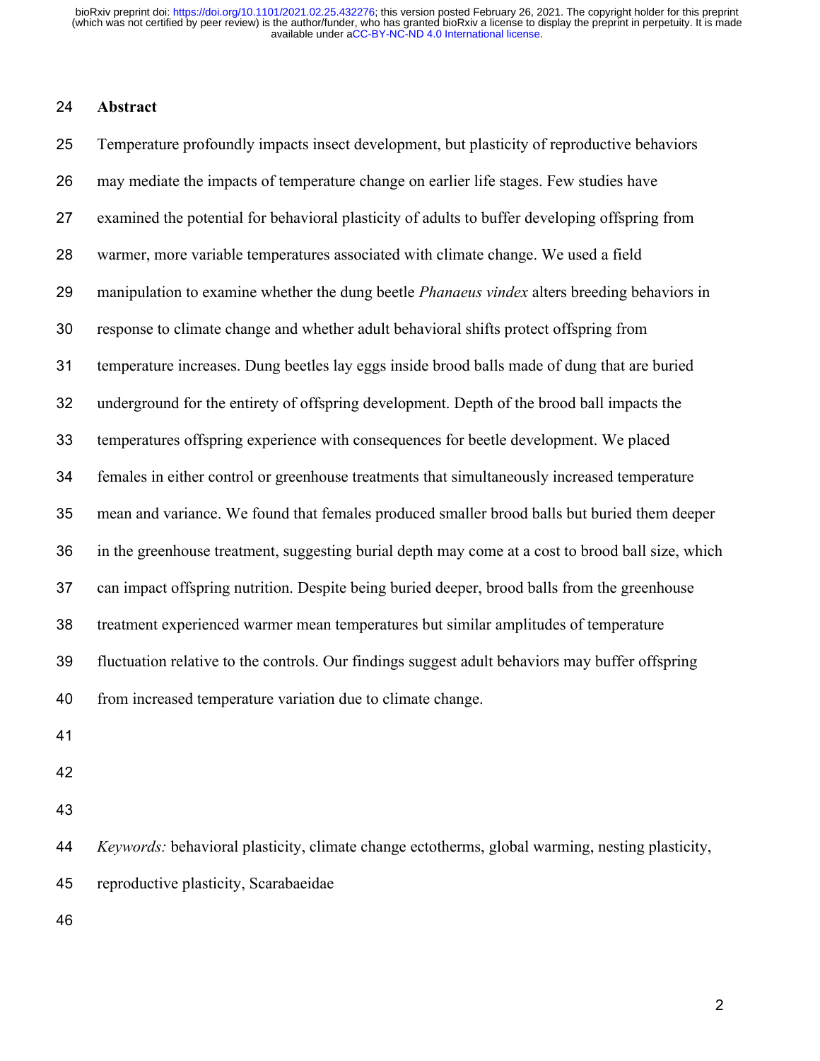## Abstract

Temperature profoundly impacts insect development, but plasticity of reproductive behaviors may mediate the impacts of temperature change on earlier life stages. Few studies have examined the potential for behavioral plasticity of adults to buffer developing offspring from warmer, more variable temperatures associated with climate change. We used a field manipulation to examine whether the dung beetle *Phanaeus vindex* alters breeding behaviors in response to climate change and whether adult behavioral shifts protect offspring from temperature increases. Dung beetles lay eggs inside brood balls made of dung that are buried underground for the entirety of offspring development. Depth of the brood ball impacts the temperatures offspring experience with consequences for beetle development. We placed females in either control or greenhouse treatments that simultaneously increased temperature mean and variance. We found that females produced smaller brood balls but buried them deeper in the greenhouse treatment, suggesting burial depth may come at a cost to brood ball size, which can impact offspring nutrition. Despite being buried deeper, brood balls from the greenhouse treatment experienced warmer mean temperatures but similar amplitudes of temperature fluctuation relative to the controls. Our findings suggest adult behaviors may buffer offspring from increased temperature variation due to climate change.

*Keywords:* behavioral plasticity, climate change ectotherms, global warming, nesting plasticity, reproductive plasticity, Scarabaeidae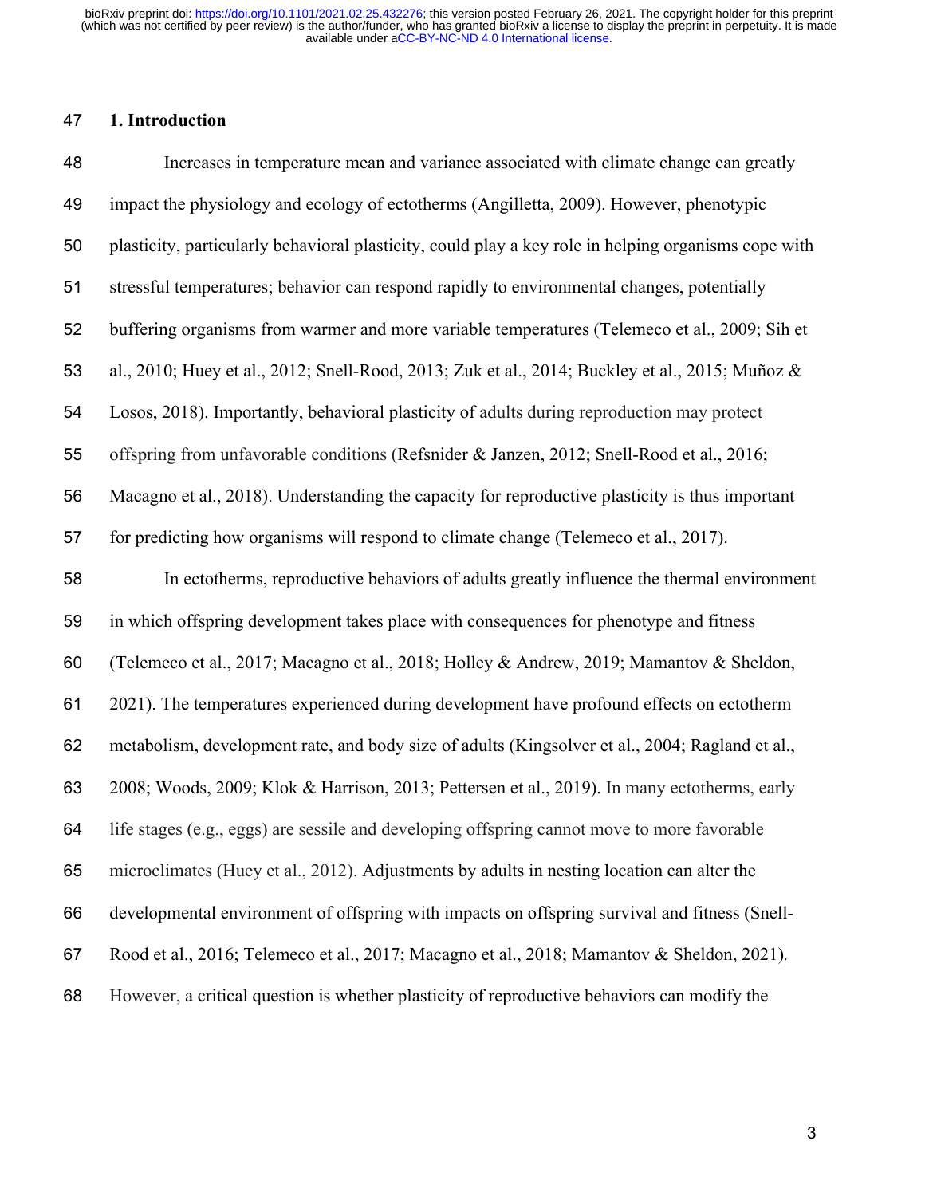## 1. Introduction

Increases in temperature mean and variance associated with climate change can greatly impact the physiology and ecology of ectotherms (Angilletta, 2009). However, phenotypic plasticity, particularly behavioral plasticity, could play a key role in helping organisms cope with stressful temperatures; behavior can respond rapidly to environmental changes, potentially buffering organisms from warmer and more variable temperatures (Telemeco et al., 2009; Sih et al., 2010; Huey et al., 2012; Snell-Rood, 2013; Zuk et al., 2014; Buckley et al., 2015; Muñoz & Losos, 2018). Importantly, behavioral plasticity of adults during reproduction may protect offspring from unfavorable conditions (Refsnider & Janzen, 2012; Snell-Rood et al., 2016; Macagno et al., 2018). Understanding the capacity for reproductive plasticity is thus important for predicting how organisms will respond to climate change (Telemeco et al., 2017).

In ectotherms, reproductive behaviors of adults greatly influence the thermal environment in which offspring development takes place with consequences for phenotype and fitness (Telemeco et al., 2017; Macagno et al., 2018; Holley & Andrew, 2019; Mamantov & Sheldon, 2021). The temperatures experienced during development have profound effects on ectotherm metabolism, development rate, and body size of adults (Kingsolver et al., 2004; Ragland et al., 2008; Woods, 2009; Klok & Harrison, 2013; Pettersen et al., 2019). In many ectotherms, early life stages (e.g., eggs) are sessile and developing offspring cannot move to more favorable microclimates (Huey et al., 2012). Adjustments by adults in nesting location can alter the developmental environment of offspring with impacts on offspring survival and fitness (Snell-Rood et al., 2016; Telemeco et al., 2017; Macagno et al., 2018; Mamantov & Sheldon, 2021). However, a critical question is whether plasticity of reproductive behaviors can modify the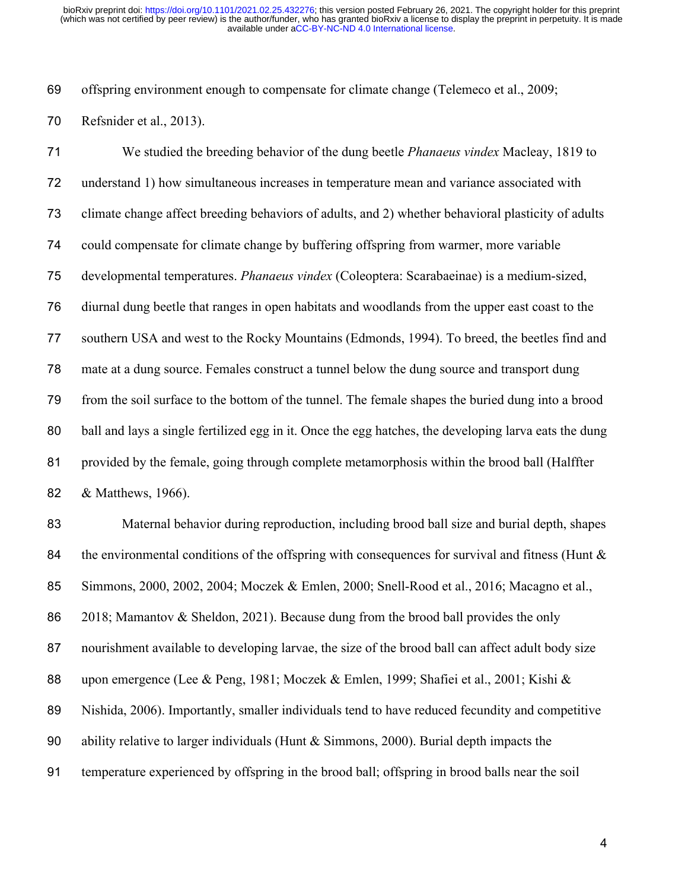offspring environment enough to compensate for climate change (Telemeco et al., 2009; Refsnider et al., 2013).

We studied the breeding behavior of the dung beetle *Phanaeus vindex* Macleay, 1819 to understand 1) how simultaneous increases in temperature mean and variance associated with climate change affect breeding behaviors of adults, and 2) whether behavioral plasticity of adults could compensate for climate change by buffering offspring from warmer, more variable developmental temperatures. *Phanaeus vindex* (Coleoptera: Scarabaeinae) is a medium-sized, diurnal dung beetle that ranges in open habitats and woodlands from the upper east coast to the southern USA and west to the Rocky Mountains (Edmonds, 1994). To breed, the beetles find and mate at a dung source. Females construct a tunnel below the dung source and transport dung from the soil surface to the bottom of the tunnel. The female shapes the buried dung into a brood ball and lays a single fertilized egg in it. Once the egg hatches, the developing larva eats the dung provided by the female, going through complete metamorphosis within the brood ball (Halffter & Matthews, 1966).

Maternal behavior during reproduction, including brood ball size and burial depth, shapes the environmental conditions of the offspring with consequences for survival and fitness (Hunt & Simmons, 2000, 2002, 2004; Moczek & Emlen, 2000; Snell-Rood et al., 2016; Macagno et al., 2018; Mamantov & Sheldon, 2021). Because dung from the brood ball provides the only nourishment available to developing larvae, the size of the brood ball can affect adult body size upon emergence (Lee & Peng, 1981; Moczek & Emlen, 1999; Shafiei et al., 2001; Kishi & Nishida, 2006). Importantly, smaller individuals tend to have reduced fecundity and competitive ability relative to larger individuals (Hunt & Simmons, 2000). Burial depth impacts the temperature experienced by offspring in the brood ball; offspring in brood balls near the soil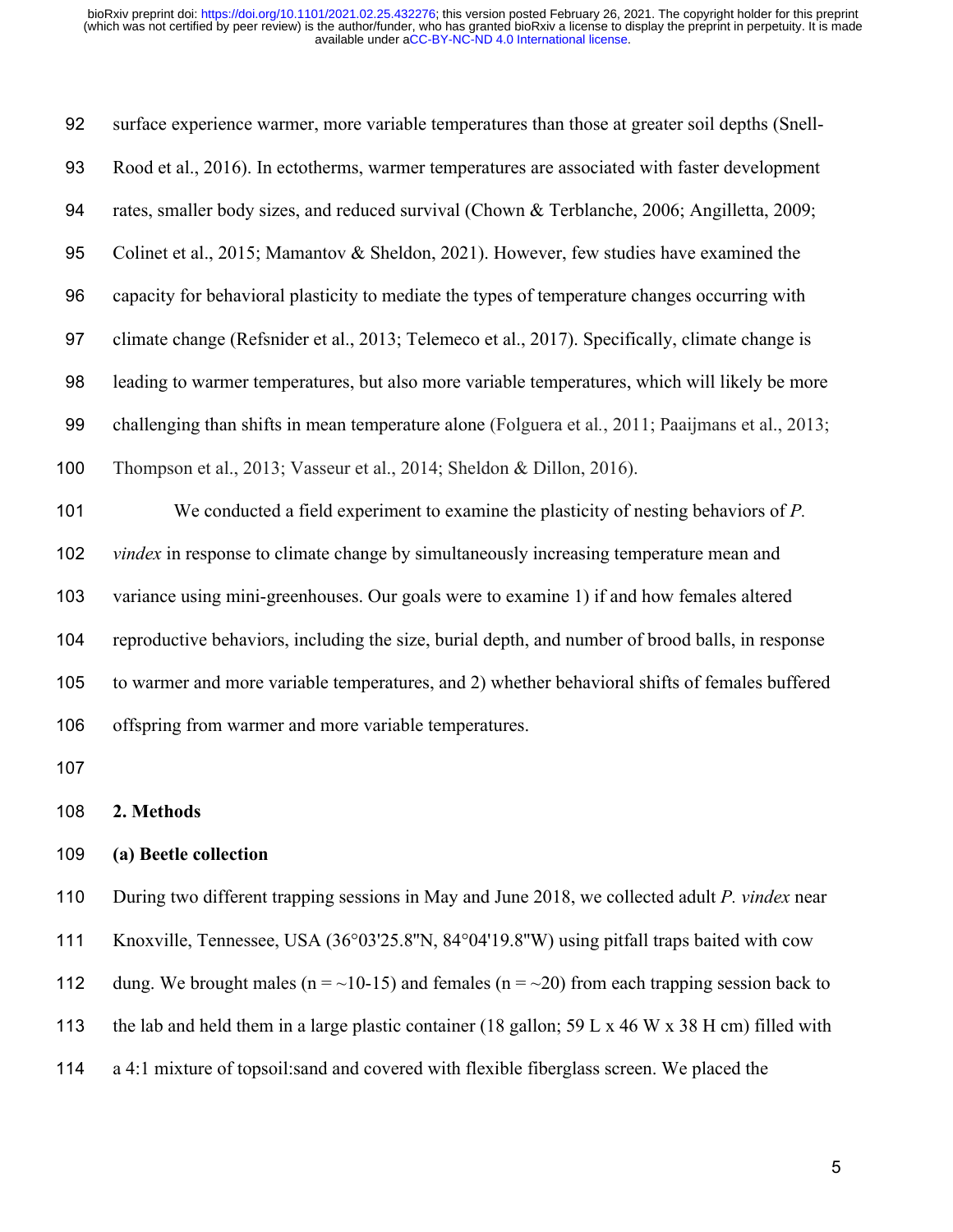surface experience warmer, more variable temperatures than those at greater soil depths (Snell-Rood et al., 2016). In ectotherms, warmer temperatures are associated with faster development rates, smaller body sizes, and reduced survival (Chown & Terblanche, 2006; Angilletta, 2009; Colinet et al., 2015; Mamantov & Sheldon, 2021). However, few studies have examined the capacity for behavioral plasticity to mediate the types of temperature changes occurring with climate change (Refsnider et al., 2013; Telemeco et al., 2017). Specifically, climate change is leading to warmer temperatures, but also more variable temperatures, which will likely be more challenging than shifts in mean temperature alone (Folguera et al., 2011; Paaijmans et al., 2013; Thompson et al., 2013; Vasseur et al., 2014; Sheldon & Dillon, 2016).

We conducted a field experiment to examine the plasticity of nesting behaviors of *P. vindex* in response to climate change by simultaneously increasing temperature mean and variance using mini-greenhouses. Our goals were to examine 1) if and how females altered reproductive behaviors, including the size, burial depth, and number of brood balls, in response to warmer and more variable temperatures, and 2) whether behavioral shifts of females buffered offspring from warmer and more variable temperatures.

## 2. Methods

### (a) Beetle collection

During two different trapping sessions in May and June 2018, we collected adult *P. vindex* near Knoxville, Tennessee, USA (36°03'25.8"N, 84°04'19.8"W) using pitfall traps baited with cow dung. We brought males (n = ~10-15) and females (n = ~20) from each trapping session back to the lab and held them in a large plastic container (18 gallon; 59 L x 46 W x 38 H cm) filled with a 4:1 mixture of topsoil:sand and covered with flexible fiberglass screen. We placed the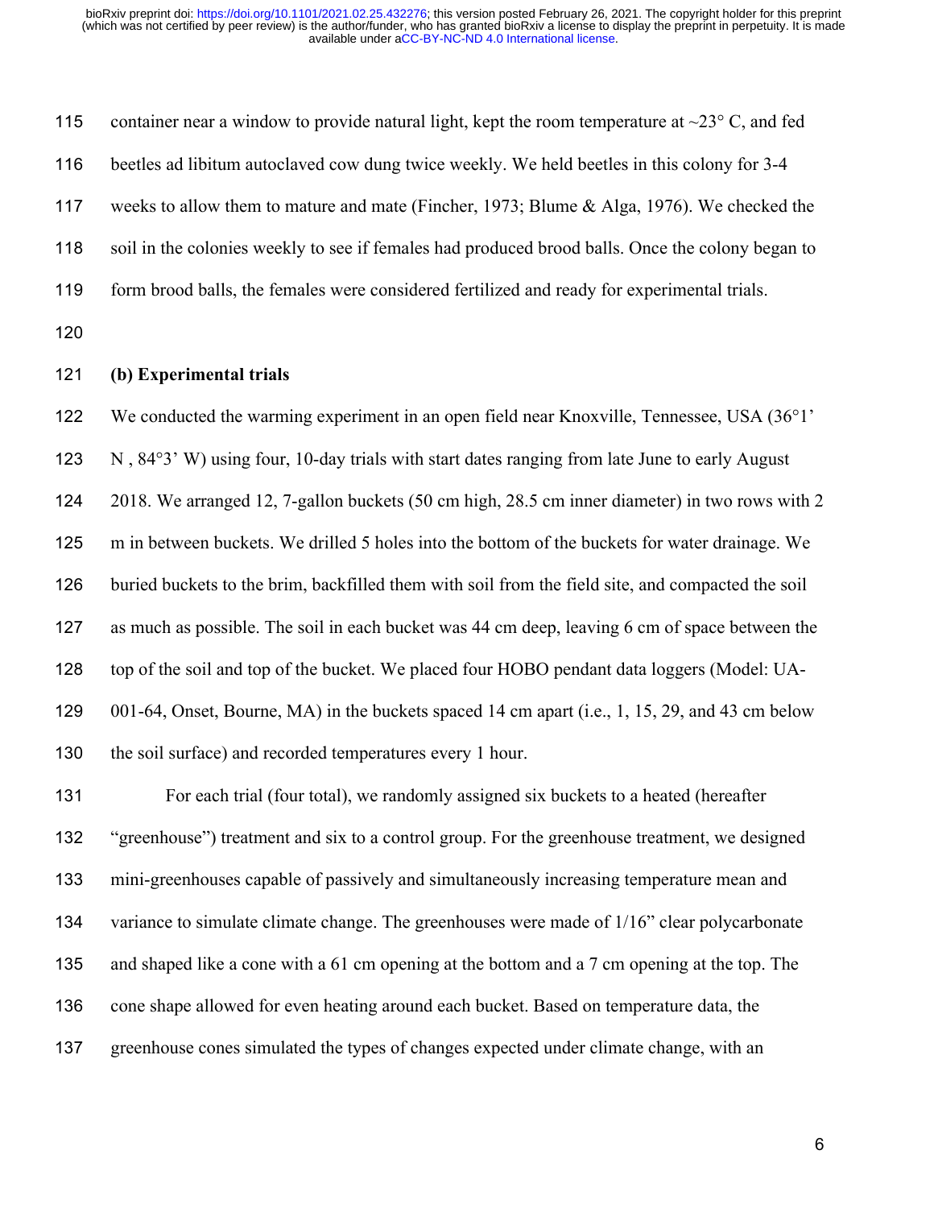container near a window to provide natural light, kept the room temperature at ~23° C, and fed beetles ad libitum autoclaved cow dung twice weekly. We held beetles in this colony for 3-4 weeks to allow them to mature and mate (Fincher, 1973; Blume & Alga, 1976). We checked the soil in the colonies weekly to see if females had produced brood balls. Once the colony began to form brood balls, the females were considered fertilized and ready for experimental trials.

**(b) Experimental trials**

We conducted the warming experiment in an open field near Knoxville, Tennessee, USA (36°1' N , 84°3' W) using four, 10-day trials with start dates ranging from late June to early August 2018. We arranged 12, 7-gallon buckets (50 cm high, 28.5 cm inner diameter) in two rows with 2 m in between buckets. We drilled 5 holes into the bottom of the buckets for water drainage. We buried buckets to the brim, backfilled them with soil from the field site, and compacted the soil as much as possible. The soil in each bucket was 44 cm deep, leaving 6 cm of space between the top of the soil and top of the bucket. We placed four HOBO pendant data loggers (Model: UA-001-64, Onset, Bourne, MA) in the buckets spaced 14 cm apart (i.e., 1, 15, 29, and 43 cm below the soil surface) and recorded temperatures every 1 hour.

For each trial (four total), we randomly assigned six buckets to a heated (hereafter "greenhouse") treatment and six to a control group. For the greenhouse treatment, we designed mini-greenhouses capable of passively and simultaneously increasing temperature mean and variance to simulate climate change. The greenhouses were made of 1/16" clear polycarbonate and shaped like a cone with a 61 cm opening at the bottom and a 7 cm opening at the top. The cone shape allowed for even heating around each bucket. Based on temperature data, the greenhouse cones simulated the types of changes expected under climate change, with an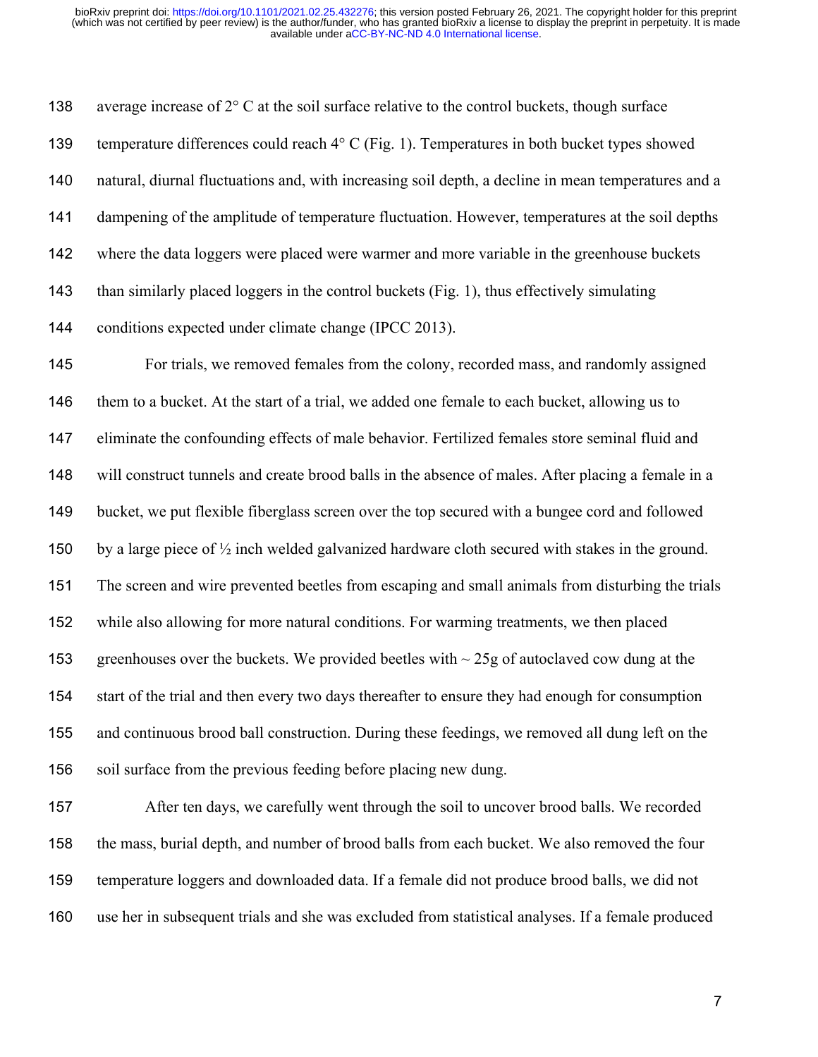average increase of 2° C at the soil surface relative to the control buckets, though surface temperature differences could reach 4° C (Fig. 1). Temperatures in both bucket types showed natural, diurnal fluctuations and, with increasing soil depth, a decline in mean temperatures and a dampening of the amplitude of temperature fluctuation. However, temperatures at the soil depths where the data loggers were placed were warmer and more variable in the greenhouse buckets than similarly placed loggers in the control buckets (Fig. 1), thus effectively simulating conditions expected under climate change (IPCC 2013).

For trials, we removed females from the colony, recorded mass, and randomly assigned them to a bucket. At the start of a trial, we added one female to each bucket, allowing us to eliminate the confounding effects of male behavior. Fertilized females store seminal fluid and will construct tunnels and create brood balls in the absence of males. After placing a female in a bucket, we put flexible fiberglass screen over the top secured with a bungee cord and followed by a large piece of ½ inch welded galvanized hardware cloth secured with stakes in the ground. The screen and wire prevented beetles from escaping and small animals from disturbing the trials while also allowing for more natural conditions. For warming treatments, we then placed greenhouses over the buckets. We provided beetles with ~ 25g of autoclaved cow dung at the start of the trial and then every two days thereafter to ensure they had enough for consumption and continuous brood ball construction. During these feedings, we removed all dung left on the soil surface from the previous feeding before placing new dung.

After ten days, we carefully went through the soil to uncover brood balls. We recorded the mass, burial depth, and number of brood balls from each bucket. We also removed the four temperature loggers and downloaded data. If a female did not produce brood balls, we did not use her in subsequent trials and she was excluded from statistical analyses. If a female produced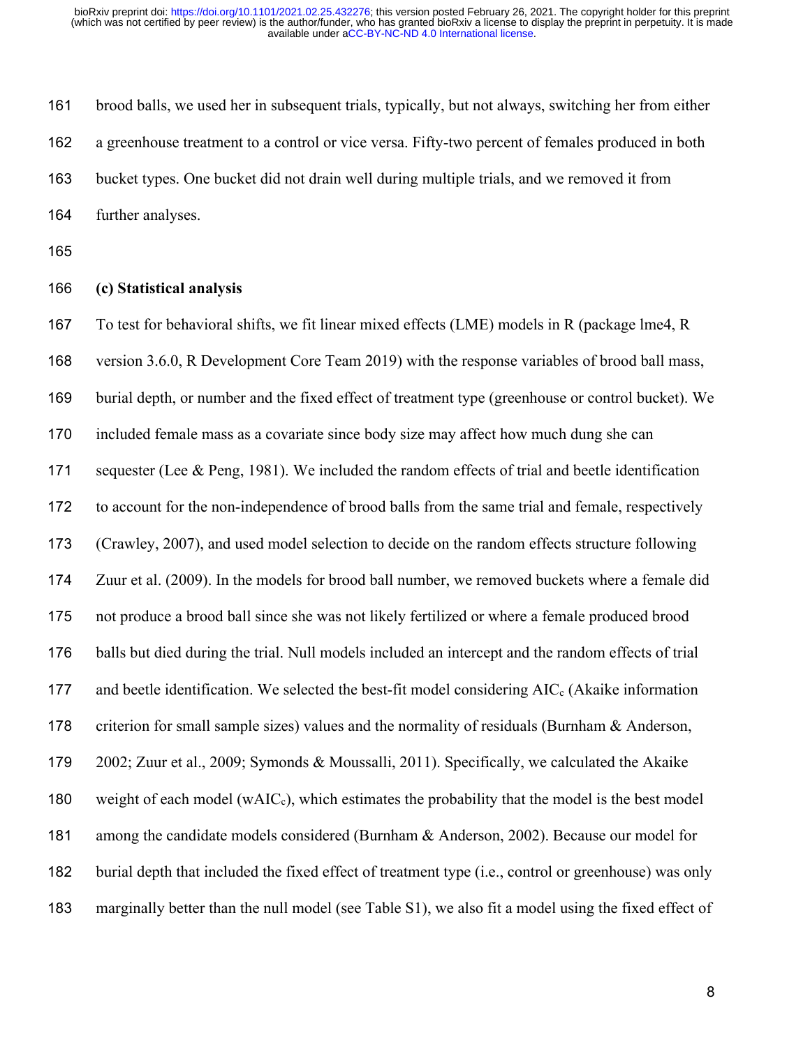brood balls, we used her in subsequent trials, typically, but not always, switching her from either a greenhouse treatment to a control or vice versa. Fifty-two percent of females produced in both bucket types. One bucket did not drain well during multiple trials, and we removed it from further analyses.

### (c) Statistical analysis

To test for behavioral shifts, we fit linear mixed effects (LME) models in R (package lme4, R version 3.6.0, R Development Core Team 2019) with the response variables of brood ball mass, burial depth, or number and the fixed effect of treatment type (greenhouse or control bucket). We included female mass as a covariate since body size may affect how much dung she can sequester (Lee & Peng, 1981). We included the random effects of trial and beetle identification to account for the non-independence of brood balls from the same trial and female, respectively (Crawley, 2007), and used model selection to decide on the random effects structure following Zuur et al. (2009). In the models for brood ball number, we removed buckets where a female did not produce a brood ball since she was not likely fertilized or where a female produced brood balls but died during the trial. Null models included an intercept and the random effects of trial and beetle identification. We selected the best-fit model considering $AIC_c$ (Akaike information criterion for small sample sizes) values and the normality of residuals (Burnham & Anderson, 2002; Zuur et al., 2009; Symonds & Moussalli, 2011). Specifically, we calculated the Akaike weight of each model ($wAIC_c$), which estimates the probability that the model is the best model among the candidate models considered (Burnham & Anderson, 2002). Because our model for burial depth that included the fixed effect of treatment type (i.e., control or greenhouse) was only marginally better than the null model (see Table S1), we also fit a model using the fixed effect of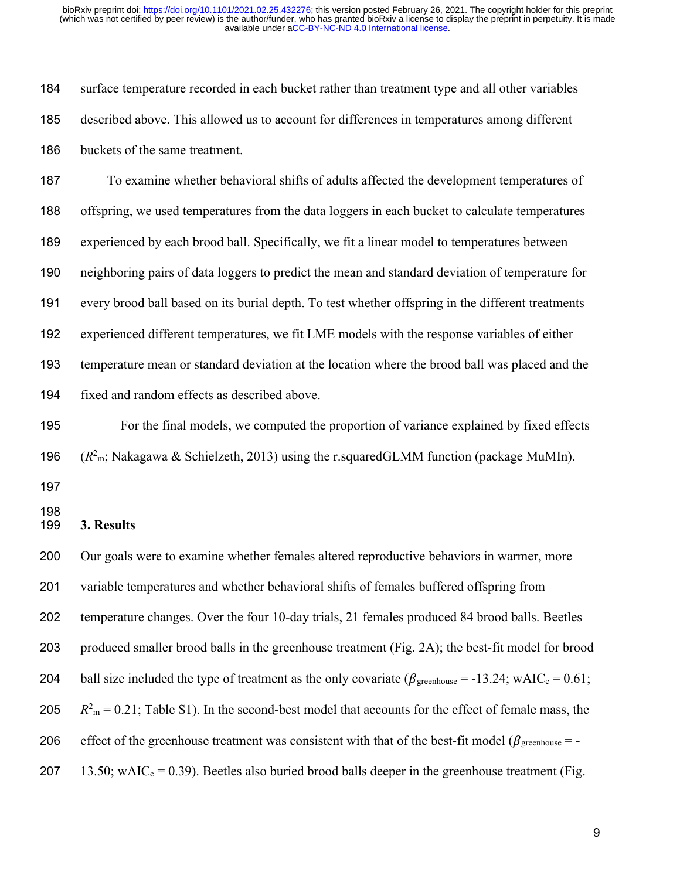surface temperature recorded in each bucket rather than treatment type and all other variables described above. This allowed us to account for differences in temperatures among different buckets of the same treatment.

To examine whether behavioral shifts of adults affected the development temperatures of offspring, we used temperatures from the data loggers in each bucket to calculate temperatures experienced by each brood ball. Specifically, we fit a linear model to temperatures between neighboring pairs of data loggers to predict the mean and standard deviation of temperature for every brood ball based on its burial depth. To test whether offspring in the different treatments experienced different temperatures, we fit LME models with the response variables of either temperature mean or standard deviation at the location where the brood ball was placed and the fixed and random effects as described above.

For the final models, we computed the proportion of variance explained by fixed effects ($R^2_m$; Nakagawa & Schielzeth, 2013) using the r.squaredGLMM function (package MuMIn).

## 3. Results

Our goals were to examine whether females altered reproductive behaviors in warmer, more variable temperatures and whether behavioral shifts of females buffered offspring from temperature changes. Over the four 10-day trials, 21 females produced 84 brood balls. Beetles produced smaller brood balls in the greenhouse treatment (Fig. 2A); the best-fit model for brood ball size included the type of treatment as the only covariate ($\beta_{greenhouse} = -13.24$; $wAIC_c = 0.61$; $R^2_m = 0.21$; Table S1). In the second-best model that accounts for the effect of female mass, the effect of the greenhouse treatment was consistent with that of the best-fit model ($\beta_{greenhouse} = -13.50$; $wAIC_c = 0.39$). Beetles also buried brood balls deeper in the greenhouse treatment (Fig.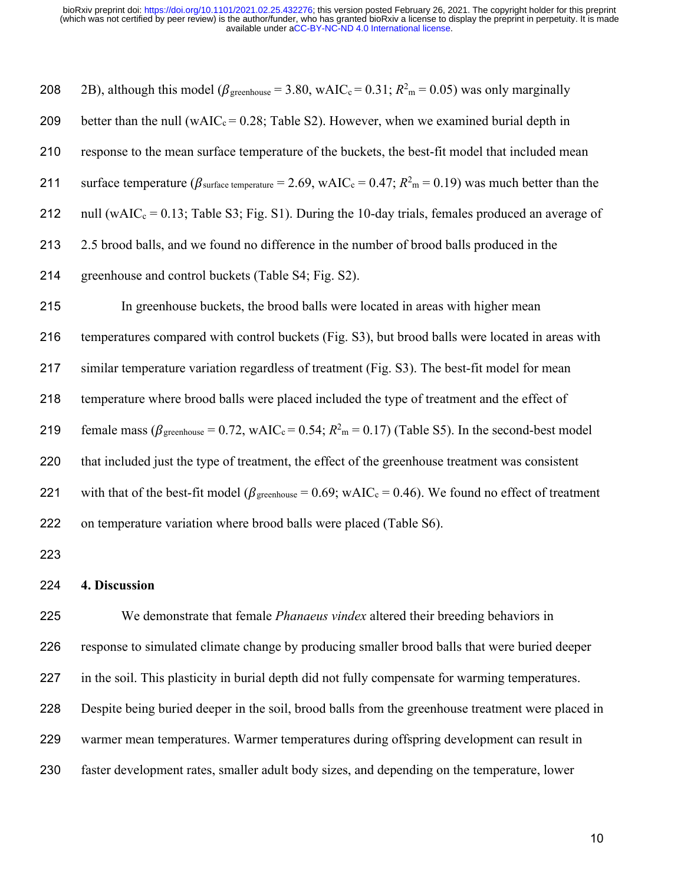2B), although this model ($\beta_{\text{greenhouse}} = 3.80$, $wAIC_c = 0.31$; $R^2_m = 0.05$) was only marginally better than the null ($wAIC_c = 0.28$; Table S2). However, when we examined burial depth in response to the mean surface temperature of the buckets, the best-fit model that included mean surface temperature ($\beta_{\text{surface temperature}} = 2.69$, $wAIC_c = 0.47$; $R^2_m = 0.19$) was much better than the null ($wAIC_c = 0.13$; Table S3; Fig. S1). During the 10-day trials, females produced an average of 2.5 brood balls, and we found no difference in the number of brood balls produced in the greenhouse and control buckets (Table S4; Fig. S2).

In greenhouse buckets, the brood balls were located in areas with higher mean temperatures compared with control buckets (Fig. S3), but brood balls were located in areas with similar temperature variation regardless of treatment (Fig. S3). The best-fit model for mean temperature where brood balls were placed included the type of treatment and the effect of female mass ($\beta_{\text{greenhouse}} = 0.72$, $wAIC_c = 0.54$; $R^2_m = 0.17$) (Table S5). In the second-best model that included just the type of treatment, the effect of the greenhouse treatment was consistent with that of the best-fit model ($\beta_{\text{greenhouse}} = 0.69$; $wAIC_c = 0.46$). We found no effect of treatment on temperature variation where brood balls were placed (Table S6).

## 4. Discussion

We demonstrate that female *Phanaeus vindex* altered their breeding behaviors in response to simulated climate change by producing smaller brood balls that were buried deeper in the soil. This plasticity in burial depth did not fully compensate for warming temperatures. Despite being buried deeper in the soil, brood balls from the greenhouse treatment were placed in warmer mean temperatures. Warmer temperatures during offspring development can result in faster development rates, smaller adult body sizes, and depending on the temperature, lower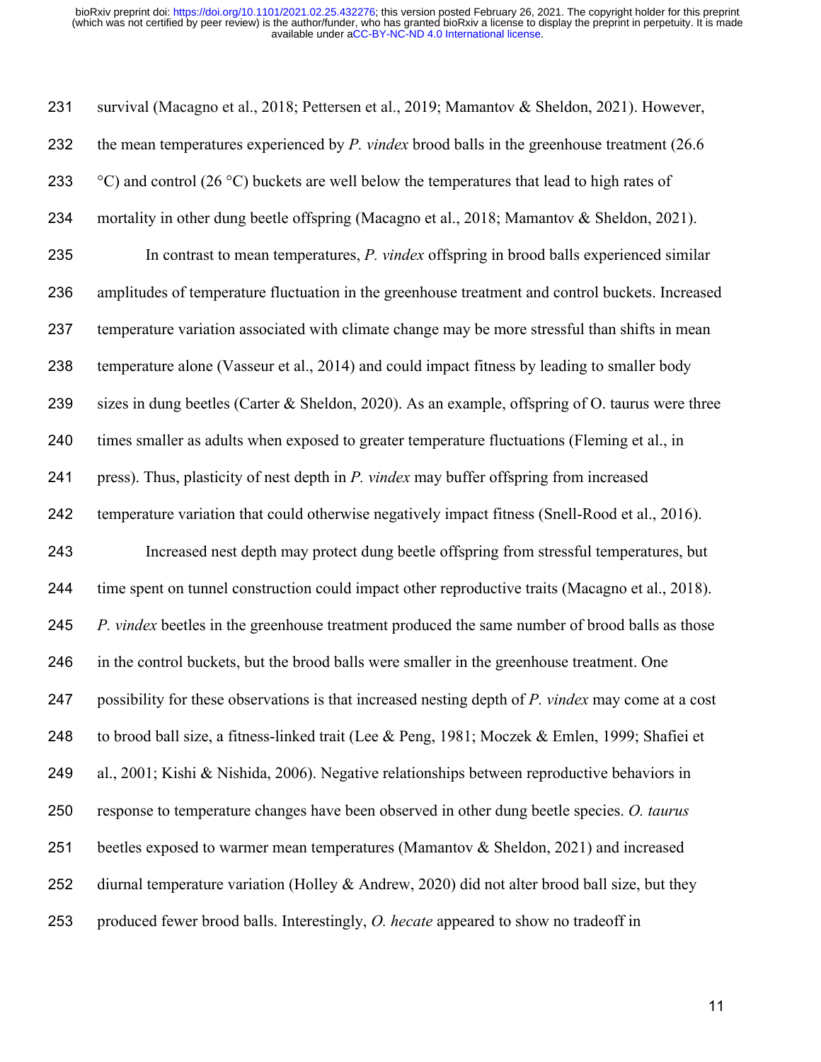survival (Macagno et al., 2018; Pettersen et al., 2019; Mamantov & Sheldon, 2021). However, the mean temperatures experienced by *P. vindex* brood balls in the greenhouse treatment (26.6 °C) and control (26 °C) buckets are well below the temperatures that lead to high rates of mortality in other dung beetle offspring (Macagno et al., 2018; Mamantov & Sheldon, 2021).

In contrast to mean temperatures, *P. vindex* offspring in brood balls experienced similar amplitudes of temperature fluctuation in the greenhouse treatment and control buckets. Increased temperature variation associated with climate change may be more stressful than shifts in mean temperature alone (Vasseur et al., 2014) and could impact fitness by leading to smaller body sizes in dung beetles (Carter & Sheldon, 2020). As an example, offspring of O. taurus were three times smaller as adults when exposed to greater temperature fluctuations (Fleming et al., in press). Thus, plasticity of nest depth in *P. vindex* may buffer offspring from increased temperature variation that could otherwise negatively impact fitness (Snell-Rood et al., 2016).

Increased nest depth may protect dung beetle offspring from stressful temperatures, but time spent on tunnel construction could impact other reproductive traits (Macagno et al., 2018). *P. vindex* beetles in the greenhouse treatment produced the same number of brood balls as those in the control buckets, but the brood balls were smaller in the greenhouse treatment. One possibility for these observations is that increased nesting depth of *P. vindex* may come at a cost to brood ball size, a fitness-linked trait (Lee & Peng, 1981; Moczek & Emlen, 1999; Shafiei et al., 2001; Kishi & Nishida, 2006). Negative relationships between reproductive behaviors in response to temperature changes have been observed in other dung beetle species. *O. taurus* beetles exposed to warmer mean temperatures (Mamantov & Sheldon, 2021) and increased diurnal temperature variation (Holley & Andrew, 2020) did not alter brood ball size, but they produced fewer brood balls. Interestingly, *O. hecate* appeared to show no tradeoff in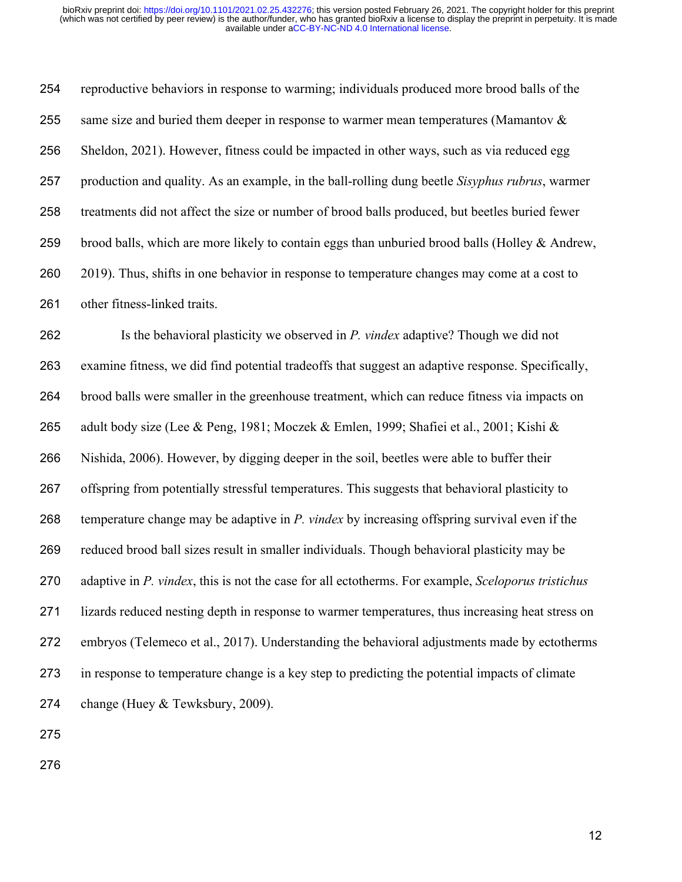reproductive behaviors in response to warming; individuals produced more brood balls of the same size and buried them deeper in response to warmer mean temperatures (Mamantov & Sheldon, 2021). However, fitness could be impacted in other ways, such as via reduced egg production and quality. As an example, in the ball-rolling dung beetle *Sisyphus rubrus*, warmer treatments did not affect the size or number of brood balls produced, but beetles buried fewer brood balls, which are more likely to contain eggs than unburied brood balls (Holley & Andrew, 2019). Thus, shifts in one behavior in response to temperature changes may come at a cost to other fitness-linked traits.

Is the behavioral plasticity we observed in *P. vindex* adaptive? Though we did not examine fitness, we did find potential tradeoffs that suggest an adaptive response. Specifically, brood balls were smaller in the greenhouse treatment, which can reduce fitness via impacts on adult body size (Lee & Peng, 1981; Moczek & Emlen, 1999; Shafiei et al., 2001; Kishi & Nishida, 2006). However, by digging deeper in the soil, beetles were able to buffer their offspring from potentially stressful temperatures. This suggests that behavioral plasticity to temperature change may be adaptive in *P. vindex* by increasing offspring survival even if the reduced brood ball sizes result in smaller individuals. Though behavioral plasticity may be adaptive in *P. vindex*, this is not the case for all ectotherms. For example, *Sceloporus tristichus* lizards reduced nesting depth in response to warmer temperatures, thus increasing heat stress on embryos (Telemeco et al., 2017). Understanding the behavioral adjustments made by ectotherms in response to temperature change is a key step to predicting the potential impacts of climate change (Huey & Tewksbury, 2009).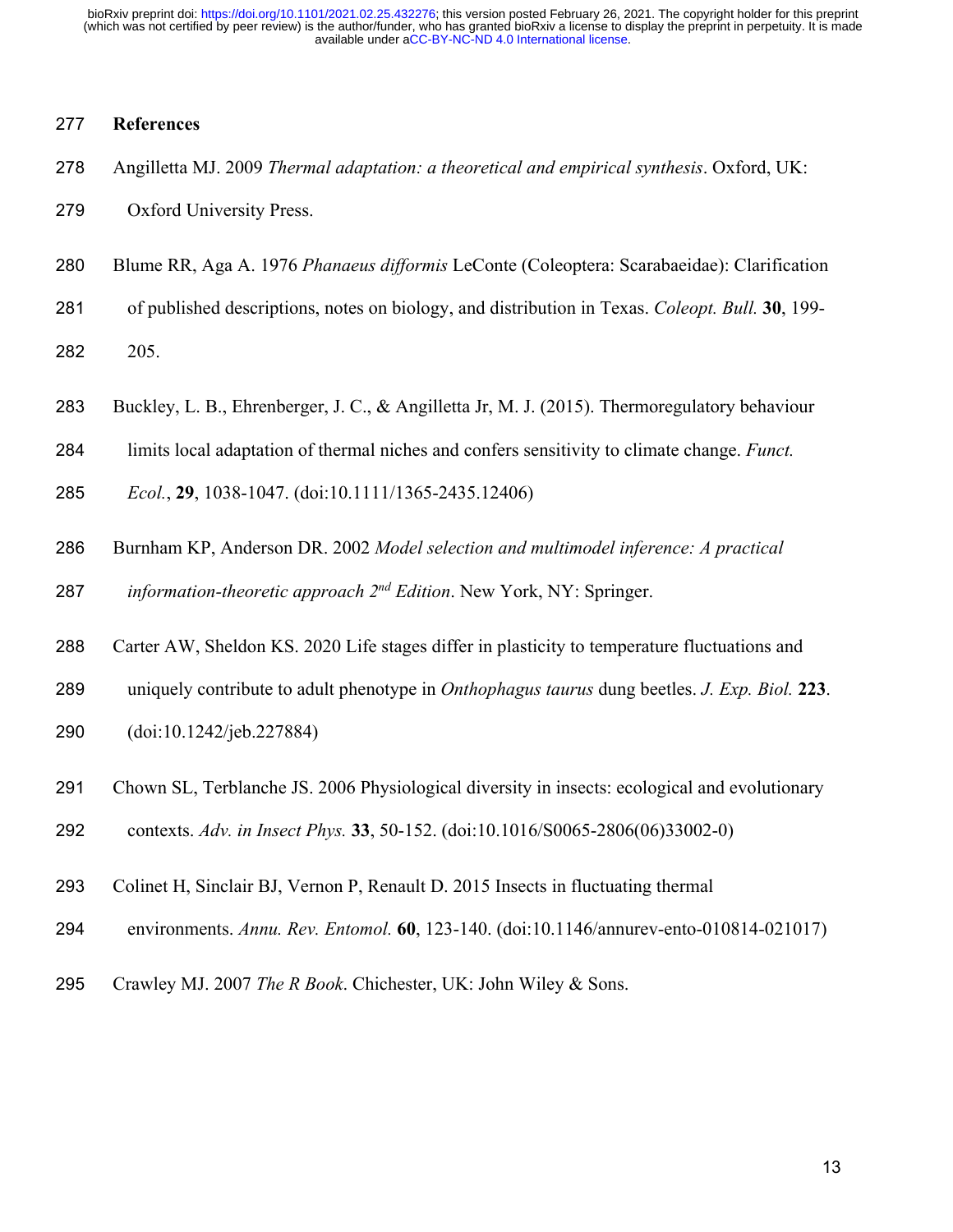## References

Angilletta MJ. 2009 *Thermal adaptation: a theoretical and empirical synthesis*. Oxford, UK: Oxford University Press.

Blume RR, Aga A. 1976 *Phanaeus difformis* LeConte (Coleoptera: Scarabaeidae): Clarification of published descriptions, notes on biology, and distribution in Texas. *Coleopt. Bull.* **30**, 199-205.

Buckley, L. B., Ehrenberger, J. C., & Angilletta Jr, M. J. (2015). Thermoregulatory behaviour limits local adaptation of thermal niches and confers sensitivity to climate change. *Funct. Ecol.*, **29**, 1038-1047. (doi:10.1111/1365-2435.12406)

Burnham KP, Anderson DR. 2002 *Model selection and multimodel inference: A practical information-theoretic approach 2nd Edition*. New York, NY: Springer.

Carter AW, Sheldon KS. 2020 Life stages differ in plasticity to temperature fluctuations and uniquely contribute to adult phenotype in *Onthophagus taurus* dung beetles. *J. Exp. Biol.* **223**. (doi:10.1242/jeb.227884)

Chown SL, Terblanche JS. 2006 Physiological diversity in insects: ecological and evolutionary contexts. *Adv. in Insect Phys.* **33**, 50-152. (doi:10.1016/S0065-2806(06)33002-0)

Colinet H, Sinclair BJ, Vernon P, Renault D. 2015 Insects in fluctuating thermal environments. *Annu. Rev. Entomol.* **60**, 123-140. (doi:10.1146/annurev-ento-010814-021017)

Crawley MJ. 2007 *The R Book*. Chichester, UK: John Wiley & Sons.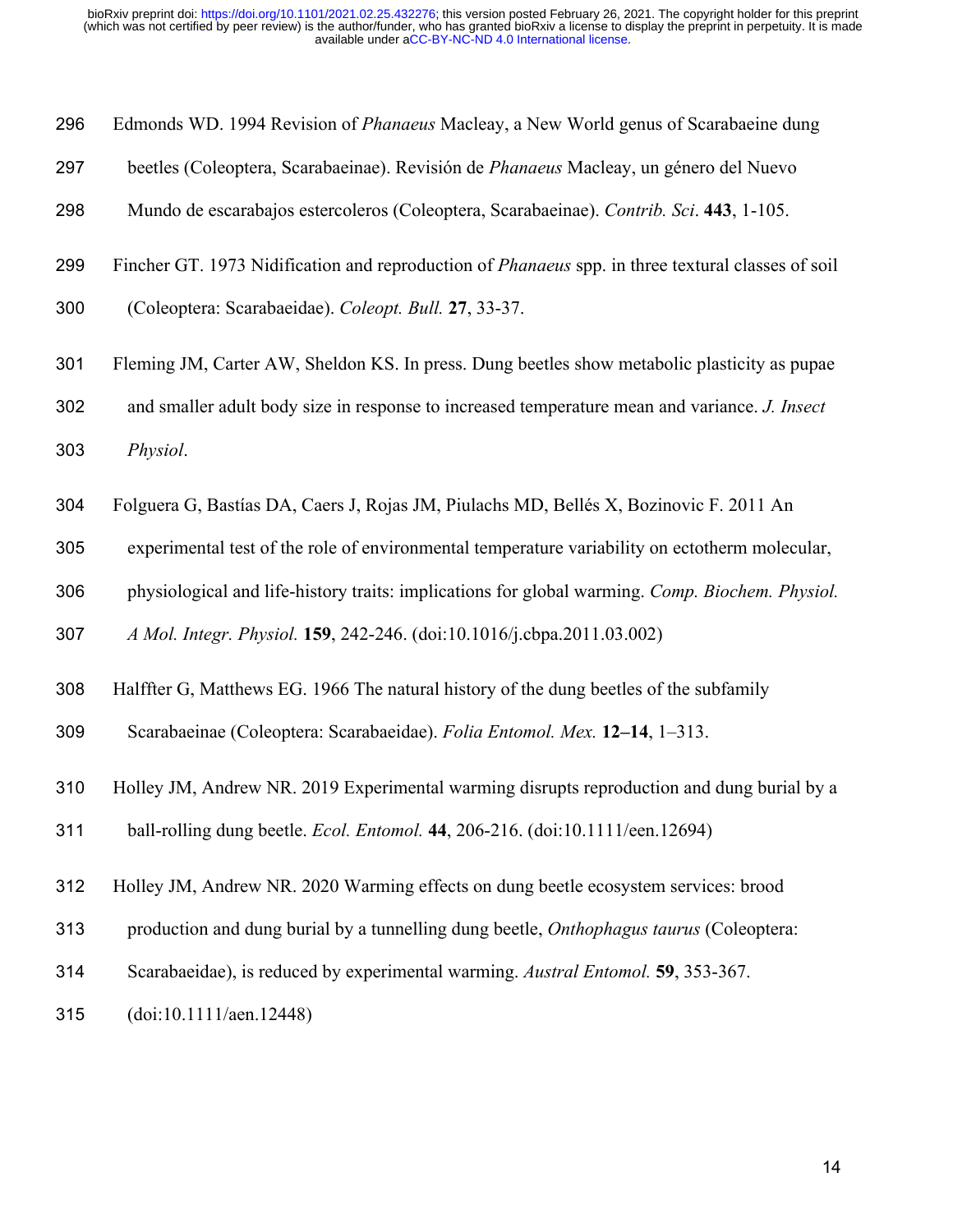Edmonds WD. 1994 Revision of *Phanaeus* Macleay, a New World genus of Scarabaeine dung beetles (Coleoptera, Scarabaeinae). Revisión de *Phanaeus* Macleay, un género del Nuevo Mundo de escarabajos estercoleros (Coleoptera, Scarabaeinae). *Contrib. Sci*. **443**, 1-105.

Fincher GT. 1973 Nidification and reproduction of *Phanaeus* spp. in three textural classes of soil (Coleoptera: Scarabaeidae). *Coleopt. Bull.* **27**, 33-37.

Fleming JM, Carter AW, Sheldon KS. In press. Dung beetles show metabolic plasticity as pupae and smaller adult body size in response to increased temperature mean and variance. *J. Insect Physiol*.

Folguera G, Bastías DA, Caers J, Rojas JM, Piulachs MD, Bellés X, Bozinovic F. 2011 An experimental test of the role of environmental temperature variability on ectotherm molecular, physiological and life-history traits: implications for global warming. *Comp. Biochem. Physiol. A Mol. Integr. Physiol.* **159**, 242-246. (doi:10.1016/j.cbpa.2011.03.002)

Halffter G, Matthews EG. 1966 The natural history of the dung beetles of the subfamily Scarabaeinae (Coleoptera: Scarabaeidae). *Folia Entomol. Mex.* **12–14**, 1–313.

Holley JM, Andrew NR. 2019 Experimental warming disrupts reproduction and dung burial by a ball-rolling dung beetle. *Ecol. Entomol.* **44**, 206-216. (doi:10.1111/een.12694)

Holley JM, Andrew NR. 2020 Warming effects on dung beetle ecosystem services: brood production and dung burial by a tunnelling dung beetle, *Onthophagus taurus* (Coleoptera: Scarabaeidae), is reduced by experimental warming. *Austral Entomol.* **59**, 353-367. (doi:10.1111/aen.12448)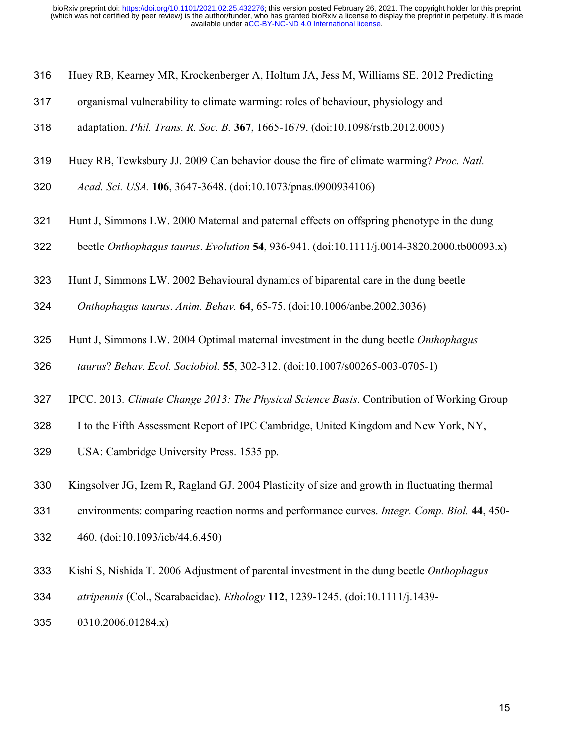Huey RB, Kearney MR, Krockenberger A, Holtum JA, Jess M, Williams SE. 2012 Predicting organismal vulnerability to climate warming: roles of behaviour, physiology and adaptation. *Phil. Trans. R. Soc. B.* **367**, 1665-1679. (doi:10.1098/rstb.2012.0005)

Huey RB, Tewksbury JJ. 2009 Can behavior douse the fire of climate warming? *Proc. Natl. Acad. Sci. USA.* **106**, 3647-3648. (doi:10.1073/pnas.0900934106)

Hunt J, Simmons LW. 2000 Maternal and paternal effects on offspring phenotype in the dung beetle *Onthophagus taurus*. *Evolution* **54**, 936-941. (doi:10.1111/j.0014-3820.2000.tb00093.x)

Hunt J, Simmons LW. 2002 Behavioural dynamics of biparental care in the dung beetle *Onthophagus taurus*. *Anim. Behav.* **64**, 65-75. (doi:10.1006/anbe.2002.3036)

Hunt J, Simmons LW. 2004 Optimal maternal investment in the dung beetle *Onthophagus taurus*? *Behav. Ecol. Sociobiol.* **55**, 302-312. (doi:10.1007/s00265-003-0705-1)

IPCC. 2013*. Climate Change 2013: The Physical Science Basis*. Contribution of Working Group I to the Fifth Assessment Report of IPC Cambridge, United Kingdom and New York, NY, USA: Cambridge University Press. 1535 pp.

Kingsolver JG, Izem R, Ragland GJ. 2004 Plasticity of size and growth in fluctuating thermal environments: comparing reaction norms and performance curves. *Integr. Comp. Biol.* **44**, 450-460. (doi:10.1093/icb/44.6.450)

Kishi S, Nishida T. 2006 Adjustment of parental investment in the dung beetle *Onthophagus atripennis* (Col., Scarabaeidae). *Ethology* **112**, 1239-1245. (doi:10.1111/j.1439-0310.2006.01284.x)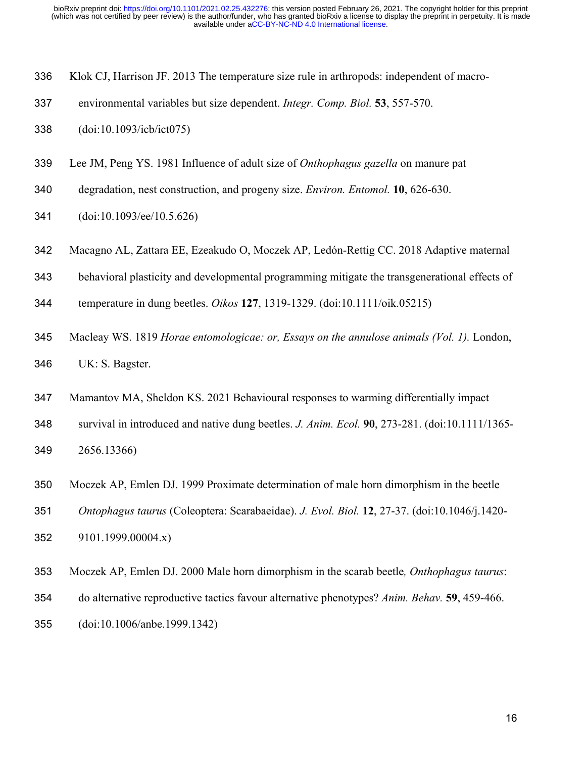Klok CJ, Harrison JF. 2013 The temperature size rule in arthropods: independent of macro-environmental variables but size dependent. *Integr. Comp. Biol.* **53**, 557-570. (doi:10.1093/icb/ict075)

Lee JM, Peng YS. 1981 Influence of adult size of *Onthophagus gazella* on manure pat degradation, nest construction, and progeny size. *Environ. Entomol.* **10**, 626-630. (doi:10.1093/ee/10.5.626)

Macagno AL, Zattara EE, Ezeakudo O, Moczek AP, Ledón-Rettig CC. 2018 Adaptive maternal behavioral plasticity and developmental programming mitigate the transgenerational effects of temperature in dung beetles. *Oikos* **127**, 1319-1329. (doi:10.1111/oik.05215)

Macleay WS. 1819 *Horae entomologicae: or, Essays on the annulose animals (Vol. 1).* London, UK: S. Bagster.

Mamantov MA, Sheldon KS. 2021 Behavioural responses to warming differentially impact survival in introduced and native dung beetles. *J. Anim. Ecol.* **90**, 273-281. (doi:10.1111/1365-2656.13366)

Moczek AP, Emlen DJ. 1999 Proximate determination of male horn dimorphism in the beetle *Ontophagus taurus* (Coleoptera: Scarabaeidae). *J. Evol. Biol.* **12**, 27-37. (doi:10.1046/j.1420-9101.1999.00004.x)

Moczek AP, Emlen DJ. 2000 Male horn dimorphism in the scarab beetle, *Onthophagus taurus*: do alternative reproductive tactics favour alternative phenotypes? *Anim. Behav.* **59**, 459-466. (doi:10.1006/anbe.1999.1342)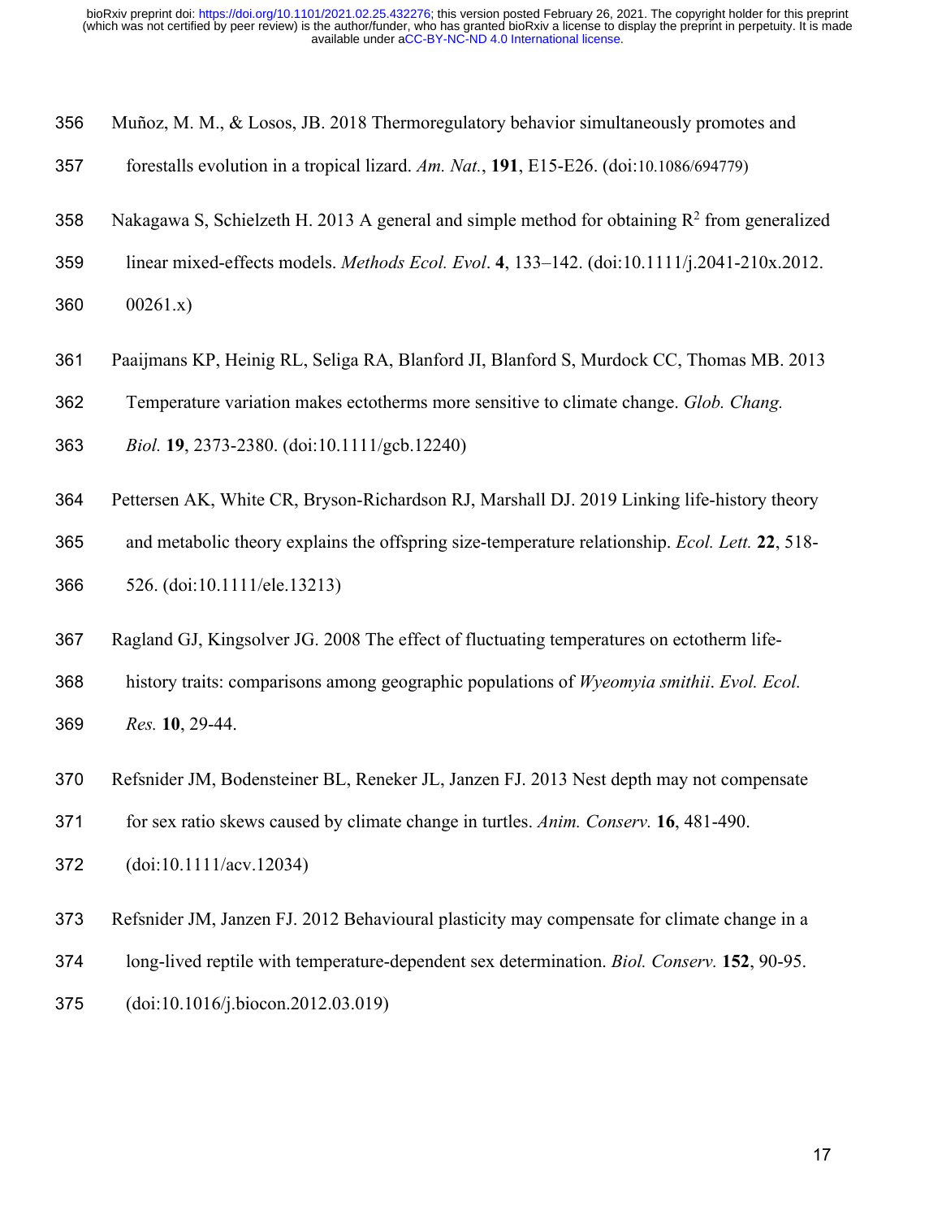Muñoz, M. M., & Losos, JB. 2018 Thermoregulatory behavior simultaneously promotes and forestalls evolution in a tropical lizard. *Am. Nat.*, **191**, E15-E26. (doi:10.1086/694779)

Nakagawa S, Schielzeth H. 2013 A general and simple method for obtaining $R^2$ from generalized linear mixed-effects models. *Methods Ecol. Evol*. **4**, 133–142. (doi:10.1111/j.2041-210x.2012.00261.x)

Paaijmans KP, Heinig RL, Seliga RA, Blanford JI, Blanford S, Murdock CC, Thomas MB. 2013 Temperature variation makes ectotherms more sensitive to climate change. *Glob. Chang. Biol.* **19**, 2373-2380. (doi:10.1111/gcb.12240)

Pettersen AK, White CR, Bryson-Richardson RJ, Marshall DJ. 2019 Linking life-history theory and metabolic theory explains the offspring size-temperature relationship. *Ecol. Lett.* **22**, 518-526. (doi:10.1111/ele.13213)

Ragland GJ, Kingsolver JG. 2008 The effect of fluctuating temperatures on ectotherm life-history traits: comparisons among geographic populations of *Wyeomyia smithii*. *Evol. Ecol. Res.* **10**, 29-44.

Refsnider JM, Bodensteiner BL, Reneker JL, Janzen FJ. 2013 Nest depth may not compensate for sex ratio skews caused by climate change in turtles. *Anim. Conserv.* **16**, 481-490. (doi:10.1111/acv.12034)

Refsnider JM, Janzen FJ. 2012 Behavioural plasticity may compensate for climate change in a long-lived reptile with temperature-dependent sex determination. *Biol. Conserv.* **152**, 90-95. (doi:10.1016/j.biocon.2012.03.019)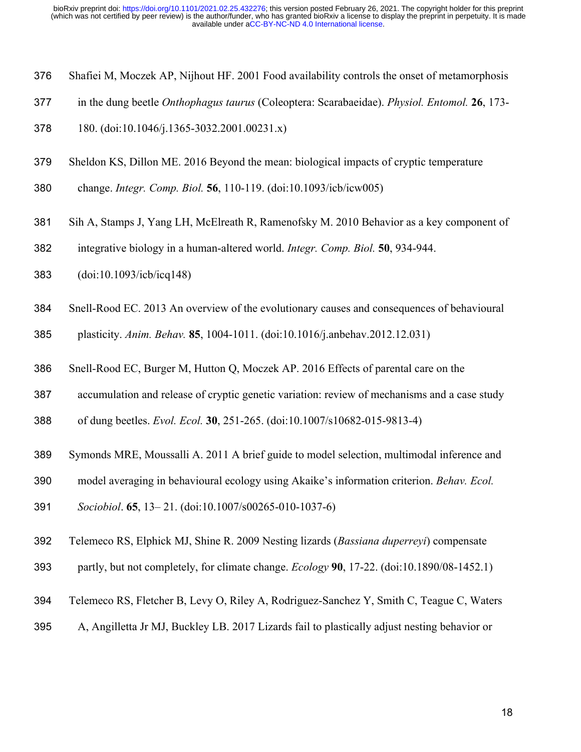Shafiei M, Moczek AP, Nijhout HF. 2001 Food availability controls the onset of metamorphosis in the dung beetle *Onthophagus taurus* (Coleoptera: Scarabaeidae). *Physiol. Entomol.* **26**, 173-180. (doi:10.1046/j.1365-3032.2001.00231.x)

Sheldon KS, Dillon ME. 2016 Beyond the mean: biological impacts of cryptic temperature change. *Integr. Comp. Biol.* **56**, 110-119. (doi:10.1093/icb/icw005)

Sih A, Stamps J, Yang LH, McElreath R, Ramenofsky M. 2010 Behavior as a key component of integrative biology in a human-altered world. *Integr. Comp. Biol.* **50**, 934-944. (doi:10.1093/icb/icq148)

Snell-Rood EC. 2013 An overview of the evolutionary causes and consequences of behavioural plasticity. *Anim. Behav.* **85**, 1004-1011. (doi:10.1016/j.anbehav.2012.12.031)

Snell-Rood EC, Burger M, Hutton Q, Moczek AP. 2016 Effects of parental care on the accumulation and release of cryptic genetic variation: review of mechanisms and a case study of dung beetles. *Evol. Ecol.* **30**, 251-265. (doi:10.1007/s10682-015-9813-4)

Symonds MRE, Moussalli A. 2011 A brief guide to model selection, multimodal inference and model averaging in behavioural ecology using Akaike's information criterion. *Behav. Ecol. Sociobiol*. **65**, 13– 21. (doi:10.1007/s00265-010-1037-6)

Telemeco RS, Elphick MJ, Shine R. 2009 Nesting lizards (*Bassiana duperreyi*) compensate partly, but not completely, for climate change. *Ecology* **90**, 17-22. (doi:10.1890/08-1452.1)

Telemeco RS, Fletcher B, Levy O, Riley A, Rodriguez-Sanchez Y, Smith C, Teague C, Waters A, Angilletta Jr MJ, Buckley LB. 2017 Lizards fail to plastically adjust nesting behavior or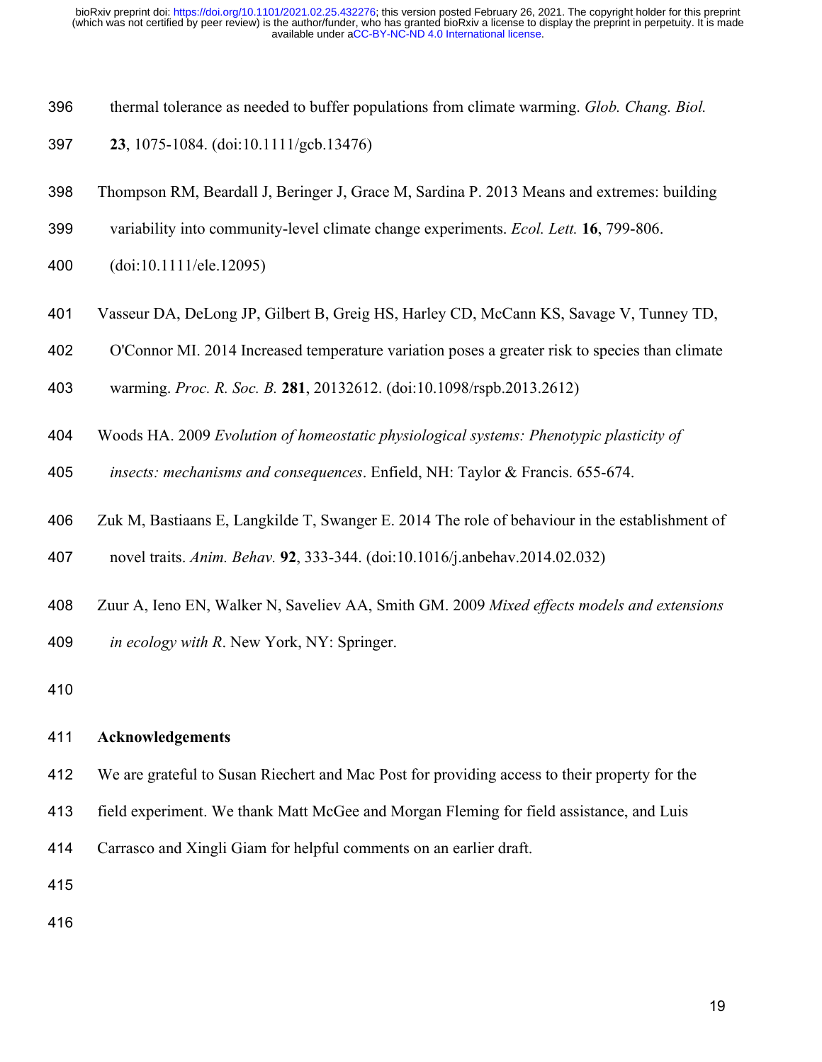thermal tolerance as needed to buffer populations from climate warming. *Glob. Chang. Biol.* **23**, 1075-1084. (doi:10.1111/gcb.13476)

Thompson RM, Beardall J, Beringer J, Grace M, Sardina P. 2013 Means and extremes: building variability into community-level climate change experiments. *Ecol. Lett.* **16**, 799-806. (doi:10.1111/ele.12095)

Vasseur DA, DeLong JP, Gilbert B, Greig HS, Harley CD, McCann KS, Savage V, Tunney TD, O'Connor MI. 2014 Increased temperature variation poses a greater risk to species than climate warming. *Proc. R. Soc. B.* **281**, 20132612. (doi:10.1098/rspb.2013.2612)

Woods HA. 2009 *Evolution of homeostatic physiological systems: Phenotypic plasticity of insects: mechanisms and consequences*. Enfield, NH: Taylor & Francis. 655-674.

Zuk M, Bastiaans E, Langkilde T, Swanger E. 2014 The role of behaviour in the establishment of novel traits. *Anim. Behav.* **92**, 333-344. (doi:10.1016/j.anbehav.2014.02.032)

Zuur A, Ieno EN, Walker N, Saveliev AA, Smith GM. 2009 *Mixed effects models and extensions in ecology with R*. New York, NY: Springer.

## Acknowledgements

We are grateful to Susan Riechert and Mac Post for providing access to their property for the field experiment. We thank Matt McGee and Morgan Fleming for field assistance, and Luis Carrasco and Xingli Giam for helpful comments on an earlier draft.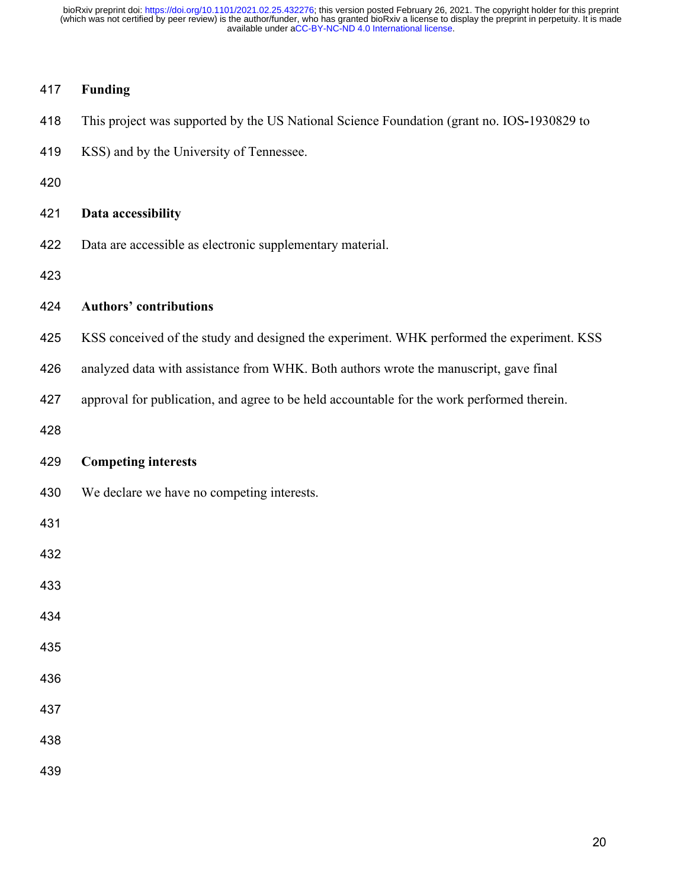## Funding

This project was supported by the US National Science Foundation (grant no. IOS-1930829 to KSS) and by the University of Tennessee.

## Data accessibility

Data are accessible as electronic supplementary material.

## Authors' contributions

KSS conceived of the study and designed the experiment. WHK performed the experiment. KSS analyzed data with assistance from WHK. Both authors wrote the manuscript, gave final approval for publication, and agree to be held accountable for the work performed therein.

## Competing interests

We declare we have no competing interests.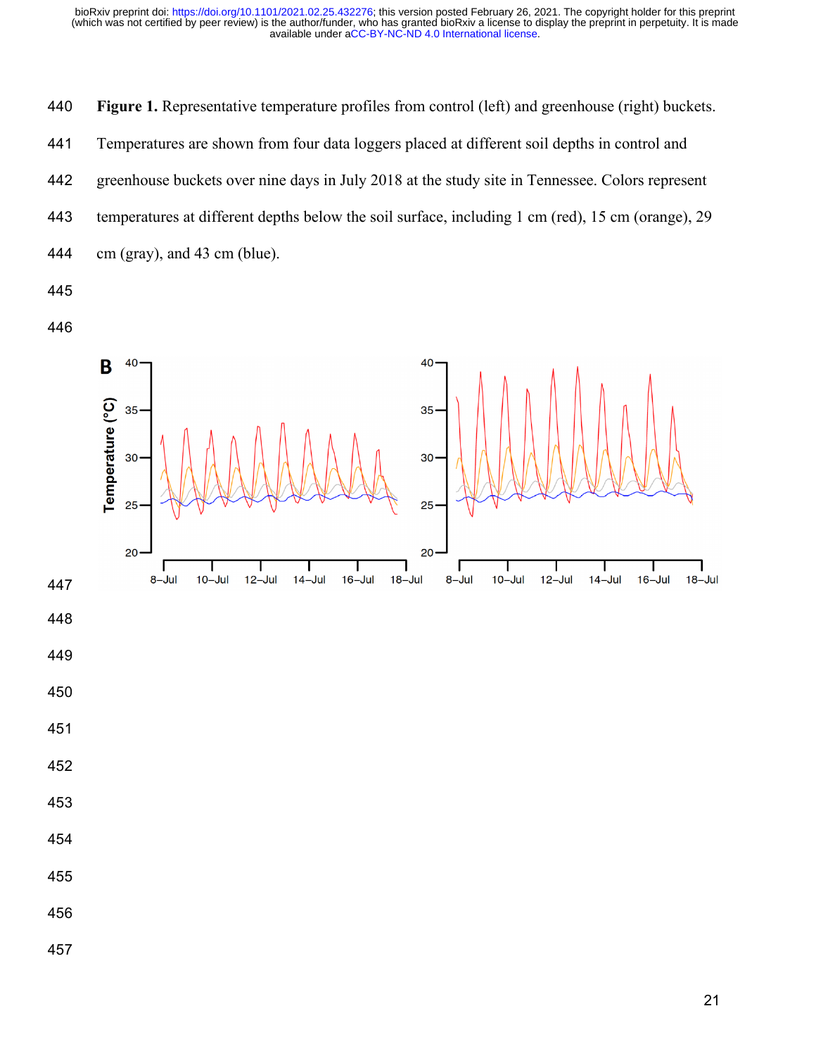**Figure 1.** Representative temperature profiles from control (left) and greenhouse (right) buckets. Temperatures are shown from four data loggers placed at different soil depths in control and greenhouse buckets over nine days in July 2018 at the study site in Tennessee. Colors represent temperatures at different depths below the soil surface, including 1 cm (red), 15 cm (orange), 29 cm (gray), and 43 cm (blue).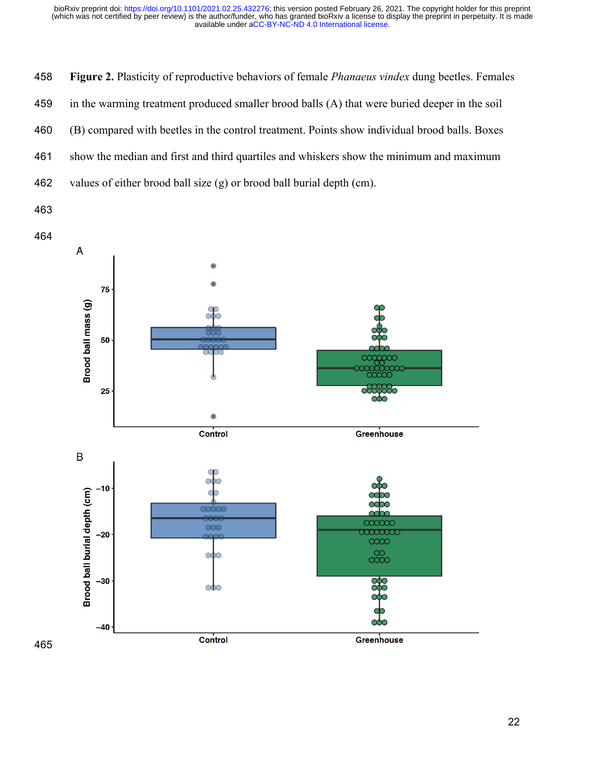**Figure 2.** Plasticity of reproductive behaviors of female *Phanaeus vindex* dung beetles. Females in the warming treatment produced smaller brood balls (A) that were buried deeper in the soil (B) compared with beetles in the control treatment. Points show individual brood balls. Boxes show the median and first and third quartiles and whiskers show the minimum and maximum values of either brood ball size (g) or brood ball burial depth (cm).

A

Brood ball mass (g)

75
50
25

Control
Greenhouse

B

Brood ball burial depth (cm)

−10
−20
−30
−40

Control
Greenhouse